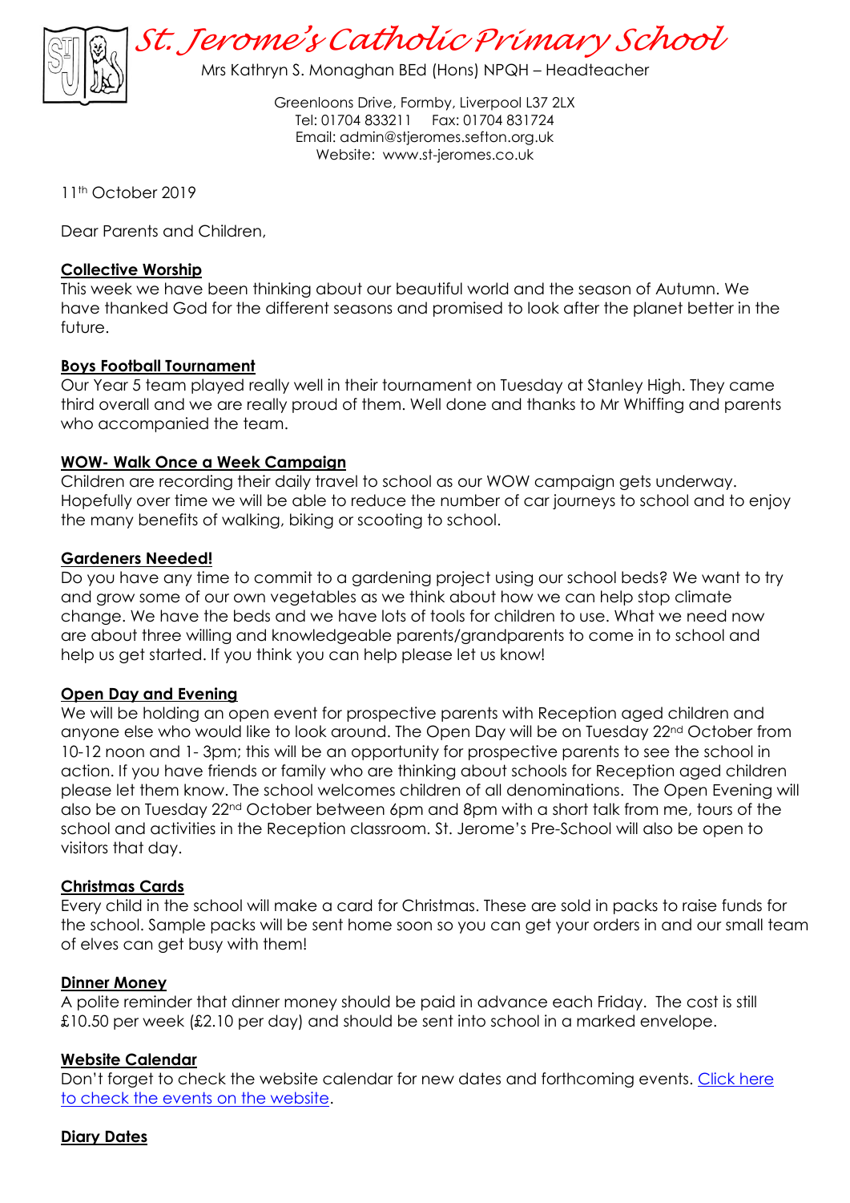# St. Jerome's Catholic Primary School

Mrs Kathryn S. Monaghan BEd (Hons) NPQH – Headteacher

Greenloons Drive, Formby, Liverpool L37 2LX
Tel: 01704 833211 Fax: 01704 831724
Email: admin@stjeromes.sefton.org.uk
Website: www.st-jeromes.co.uk

11th October 2019

Dear Parents and Children,

**Collective Worship**
This week we have been thinking about our beautiful world and the season of Autumn. We have thanked God for the different seasons and promised to look after the planet better in the future.

**Boys Football Tournament**
Our Year 5 team played really well in their tournament on Tuesday at Stanley High. They came third overall and we are really proud of them. Well done and thanks to Mr Whiffing and parents who accompanied the team.

**WOW- Walk Once a Week Campaign**
Children are recording their daily travel to school as our WOW campaign gets underway. Hopefully over time we will be able to reduce the number of car journeys to school and to enjoy the many benefits of walking, biking or scooting to school.

**Gardeners Needed!**
Do you have any time to commit to a gardening project using our school beds? We want to try and grow some of our own vegetables as we think about how we can help stop climate change. We have the beds and we have lots of tools for children to use. What we need now are about three willing and knowledgeable parents/grandparents to come in to school and help us get started. If you think you can help please let us know!

**Open Day and Evening**
We will be holding an open event for prospective parents with Reception aged children and anyone else who would like to look around. The Open Day will be on Tuesday 22nd October from 10-12 noon and 1- 3pm; this will be an opportunity for prospective parents to see the school in action. If you have friends or family who are thinking about schools for Reception aged children please let them know. The school welcomes children of all denominations. The Open Evening will also be on Tuesday 22nd October between 6pm and 8pm with a short talk from me, tours of the school and activities in the Reception classroom. St. Jerome's Pre-School will also be open to visitors that day.

**Christmas Cards**
Every child in the school will make a card for Christmas. These are sold in packs to raise funds for the school. Sample packs will be sent home soon so you can get your orders in and our small team of elves can get busy with them!

**Dinner Money**
A polite reminder that dinner money should be paid in advance each Friday. The cost is still £10.50 per week (£2.10 per day) and should be sent into school in a marked envelope.

**Website Calendar**
Don't forget to check the website calendar for new dates and forthcoming events. [Click here to check the events on the website](#).

**Diary Dates**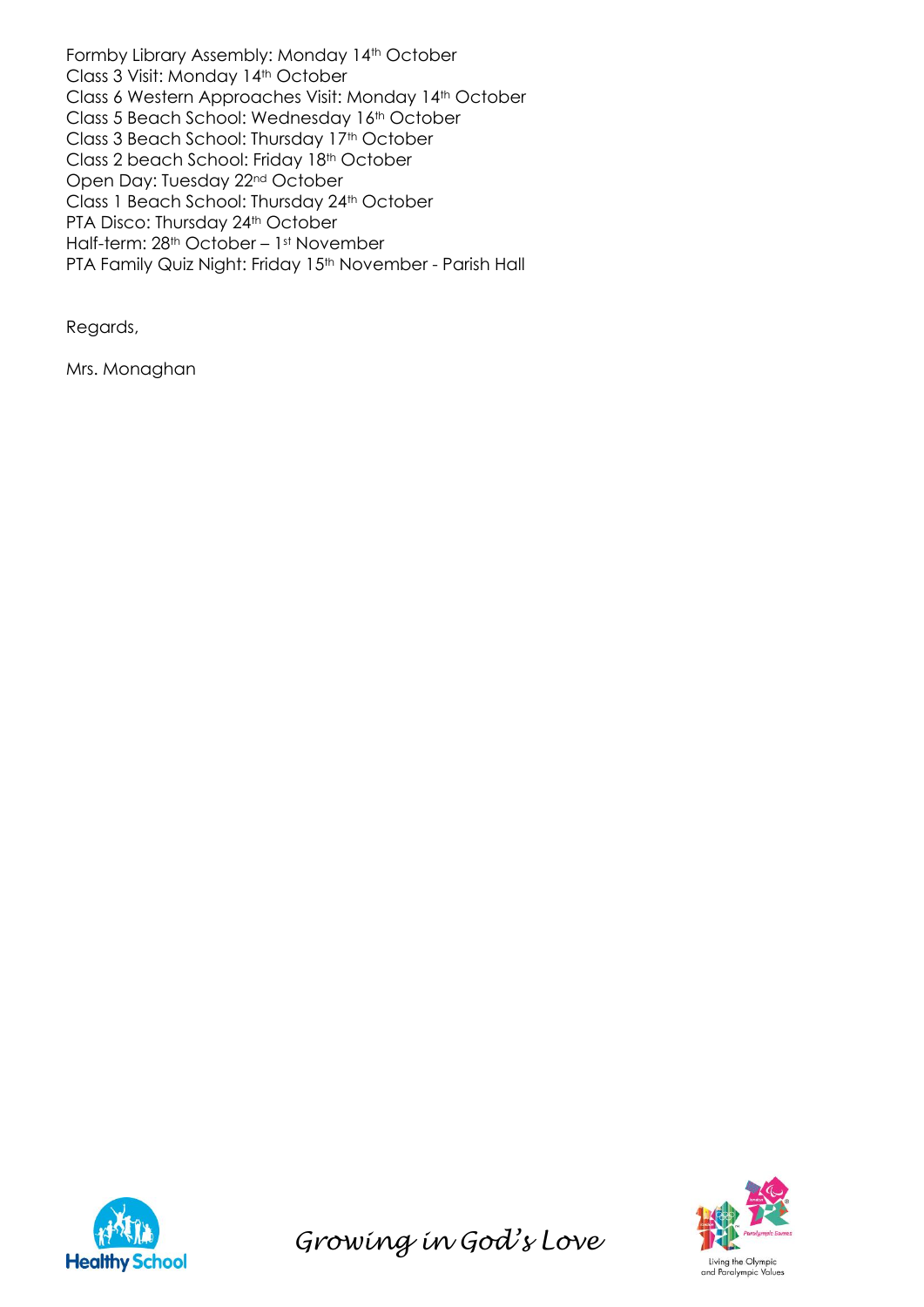Formby Library Assembly: Monday 14th October
Class 3 Visit: Monday 14th October
Class 6 Western Approaches Visit: Monday 14th October
Class 5 Beach School: Wednesday 16th October
Class 3 Beach School: Thursday 17th October
Class 2 beach School: Friday 18th October
Open Day: Tuesday 22nd October
Class 1 Beach School: Thursday 24th October
PTA Disco: Thursday 24th October
Half-term: 28th October – 1st November
PTA Family Quiz Night: Friday 15th November - Parish Hall

Regards,

Mrs. Monaghan